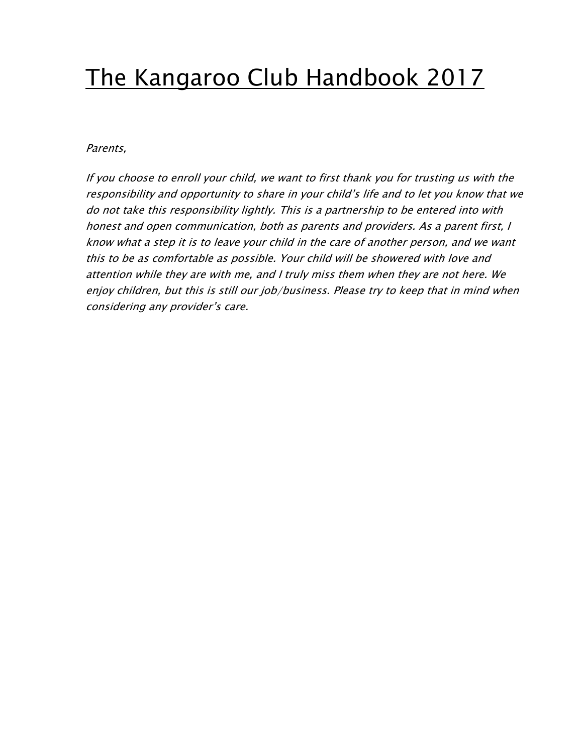# The Kangaroo Club Handbook 2017

*Parents,*

*If you choose to enroll your child, we want to first thank you for trusting us with the responsibility and opportunity to share in your child's life and to let you know that we do not take this responsibility lightly. This is a partnership to be entered into with honest and open communication, both as parents and providers. As a parent first, I know what a step it is to leave your child in the care of another person, and we want this to be as comfortable as possible. Your child will be showered with love and attention while they are with me, and I truly miss them when they are not here. We enjoy children, but this is still our job/business. Please try to keep that in mind when considering any provider's care.*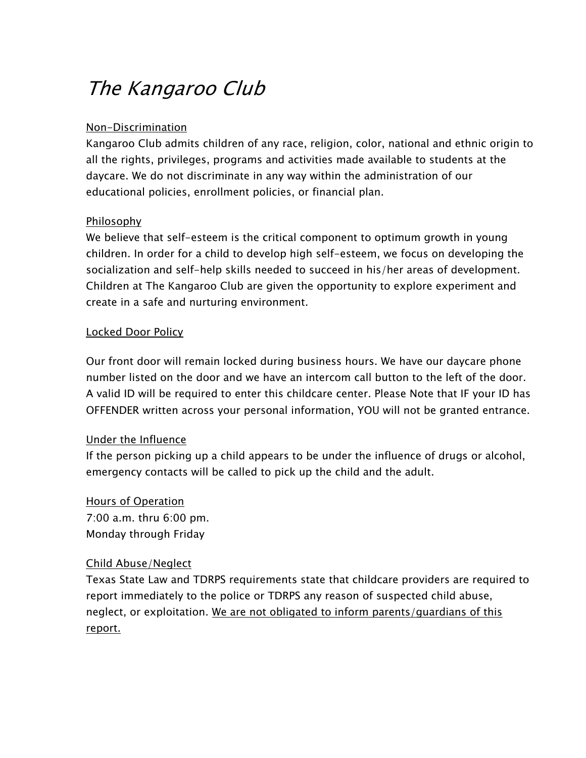# *The Kangaroo Club*

<u>Non-Discrimination</u>
Kangaroo Club admits children of any race, religion, color, national and ethnic origin to all the rights, privileges, programs and activities made available to students at the daycare. We do not discriminate in any way within the administration of our educational policies, enrollment policies, or financial plan.

<u>Philosophy</u>
We believe that self-esteem is the critical component to optimum growth in young children. In order for a child to develop high self-esteem, we focus on developing the socialization and self-help skills needed to succeed in his/her areas of development. Children at The Kangaroo Club are given the opportunity to explore experiment and create in a safe and nurturing environment.

<u>Locked Door Policy</u>

Our front door will remain locked during business hours. We have our daycare phone number listed on the door and we have an intercom call button to the left of the door. A valid ID will be required to enter this childcare center. Please Note that IF your ID has OFFENDER written across your personal information, YOU will not be granted entrance.

<u>Under the Influence</u>
If the person picking up a child appears to be under the influence of drugs or alcohol, emergency contacts will be called to pick up the child and the adult.

<u>Hours of Operation</u>
7:00 a.m. thru 6:00 pm.
Monday through Friday

<u>Child Abuse/Neglect</u>
Texas State Law and TDRPS requirements state that childcare providers are required to report immediately to the police or TDRPS any reason of suspected child abuse, neglect, or exploitation. <u>We are not obligated to inform parents/guardians of this report.</u>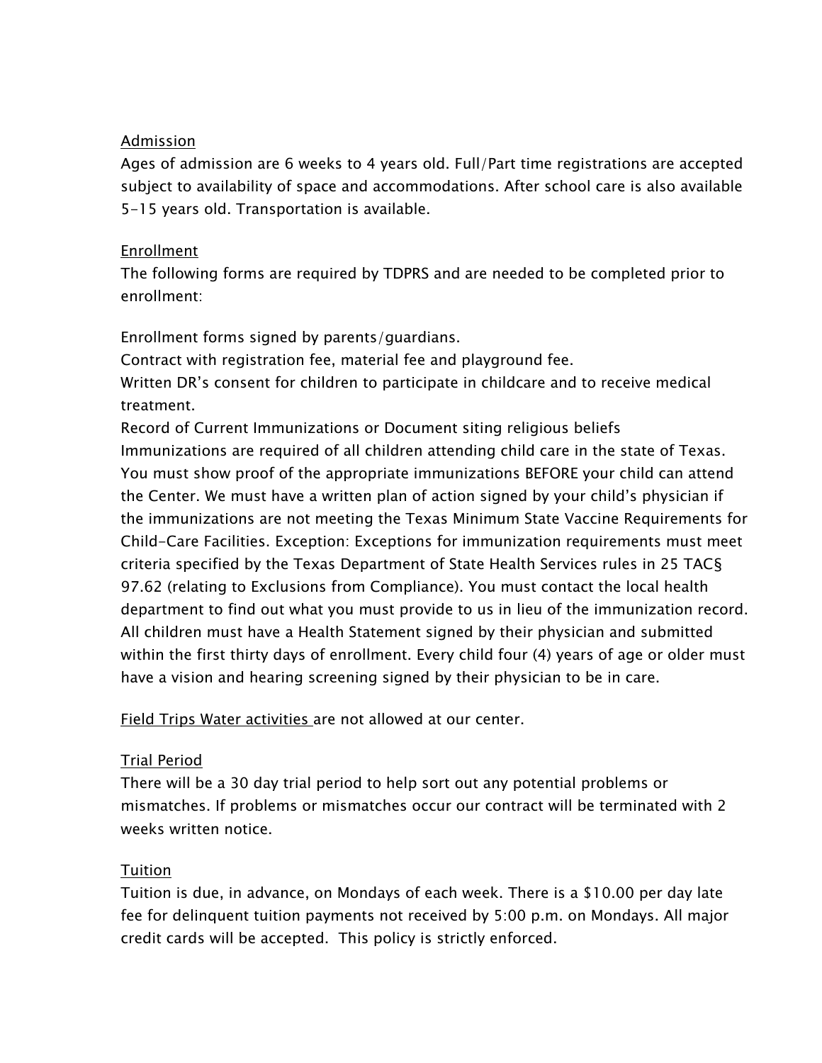<u>Admission</u>

Ages of admission are 6 weeks to 4 years old. Full/Part time registrations are accepted subject to availability of space and accommodations. After school care is also available 5-15 years old. Transportation is available.

<u>Enrollment</u>

The following forms are required by TDPRS and are needed to be completed prior to enrollment:

Enrollment forms signed by parents/guardians.
Contract with registration fee, material fee and playground fee.
Written DR's consent for children to participate in childcare and to receive medical treatment.
Record of Current Immunizations or Document siting religious beliefs
Immunizations are required of all children attending child care in the state of Texas. You must show proof of the appropriate immunizations BEFORE your child can attend the Center. We must have a written plan of action signed by your child's physician if the immunizations are not meeting the Texas Minimum State Vaccine Requirements for Child-Care Facilities. Exception: Exceptions for immunization requirements must meet criteria specified by the Texas Department of State Health Services rules in 25 TAC§ 97.62 (relating to Exclusions from Compliance). You must contact the local health department to find out what you must provide to us in lieu of the immunization record. All children must have a Health Statement signed by their physician and submitted within the first thirty days of enrollment. Every child four (4) years of age or older must have a vision and hearing screening signed by their physician to be in care.

<u>Field Trips Water activities</u> are not allowed at our center.

<u>Trial Period</u>

There will be a 30 day trial period to help sort out any potential problems or mismatches. If problems or mismatches occur our contract will be terminated with 2 weeks written notice.

<u>Tuition</u>

Tuition is due, in advance, on Mondays of each week. There is a $10.00 per day late fee for delinquent tuition payments not received by 5:00 p.m. on Mondays. All major credit cards will be accepted. This policy is strictly enforced.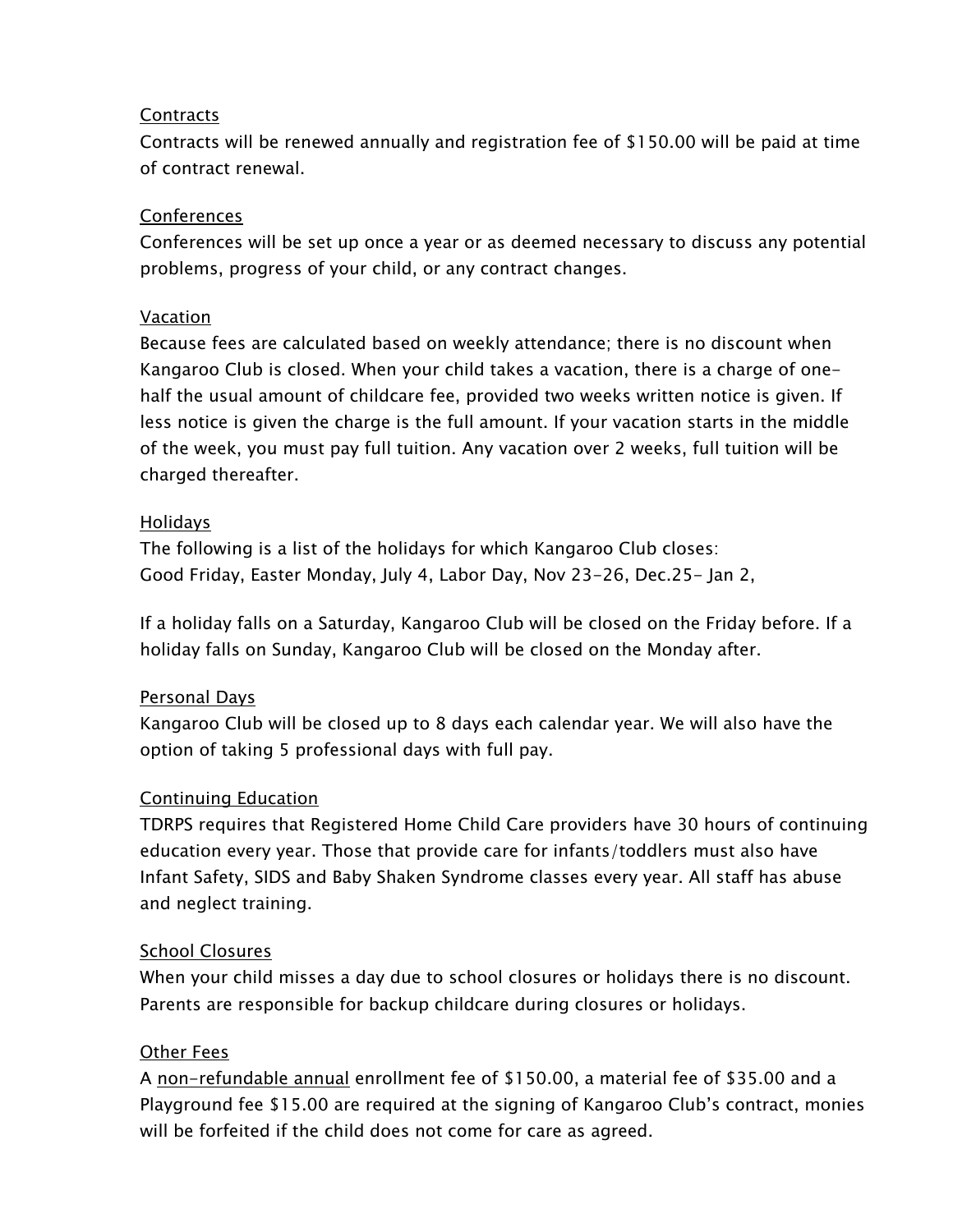<u>Contracts</u>

Contracts will be renewed annually and registration fee of $150.00 will be paid at time of contract renewal.

<u>Conferences</u>

Conferences will be set up once a year or as deemed necessary to discuss any potential problems, progress of your child, or any contract changes.

<u>Vacation</u>

Because fees are calculated based on weekly attendance; there is no discount when Kangaroo Club is closed. When your child takes a vacation, there is a charge of one-half the usual amount of childcare fee, provided two weeks written notice is given. If less notice is given the charge is the full amount. If your vacation starts in the middle of the week, you must pay full tuition. Any vacation over 2 weeks, full tuition will be charged thereafter.

<u>Holidays</u>

The following is a list of the holidays for which Kangaroo Club closes:
Good Friday, Easter Monday, July 4, Labor Day, Nov 23-26, Dec.25- Jan 2,

If a holiday falls on a Saturday, Kangaroo Club will be closed on the Friday before. If a holiday falls on Sunday, Kangaroo Club will be closed on the Monday after.

<u>Personal Days</u>

Kangaroo Club will be closed up to 8 days each calendar year. We will also have the option of taking 5 professional days with full pay.

<u>Continuing Education</u>

TDRPS requires that Registered Home Child Care providers have 30 hours of continuing education every year. Those that provide care for infants/toddlers must also have Infant Safety, SIDS and Baby Shaken Syndrome classes every year. All staff has abuse and neglect training.

<u>School Closures</u>

When your child misses a day due to school closures or holidays there is no discount. Parents are responsible for backup childcare during closures or holidays.

<u>Other Fees</u>

A <u>non-refundable annual</u> enrollment fee of $150.00, a material fee of $35.00 and a Playground fee $15.00 are required at the signing of Kangaroo Club's contract, monies will be forfeited if the child does not come for care as agreed.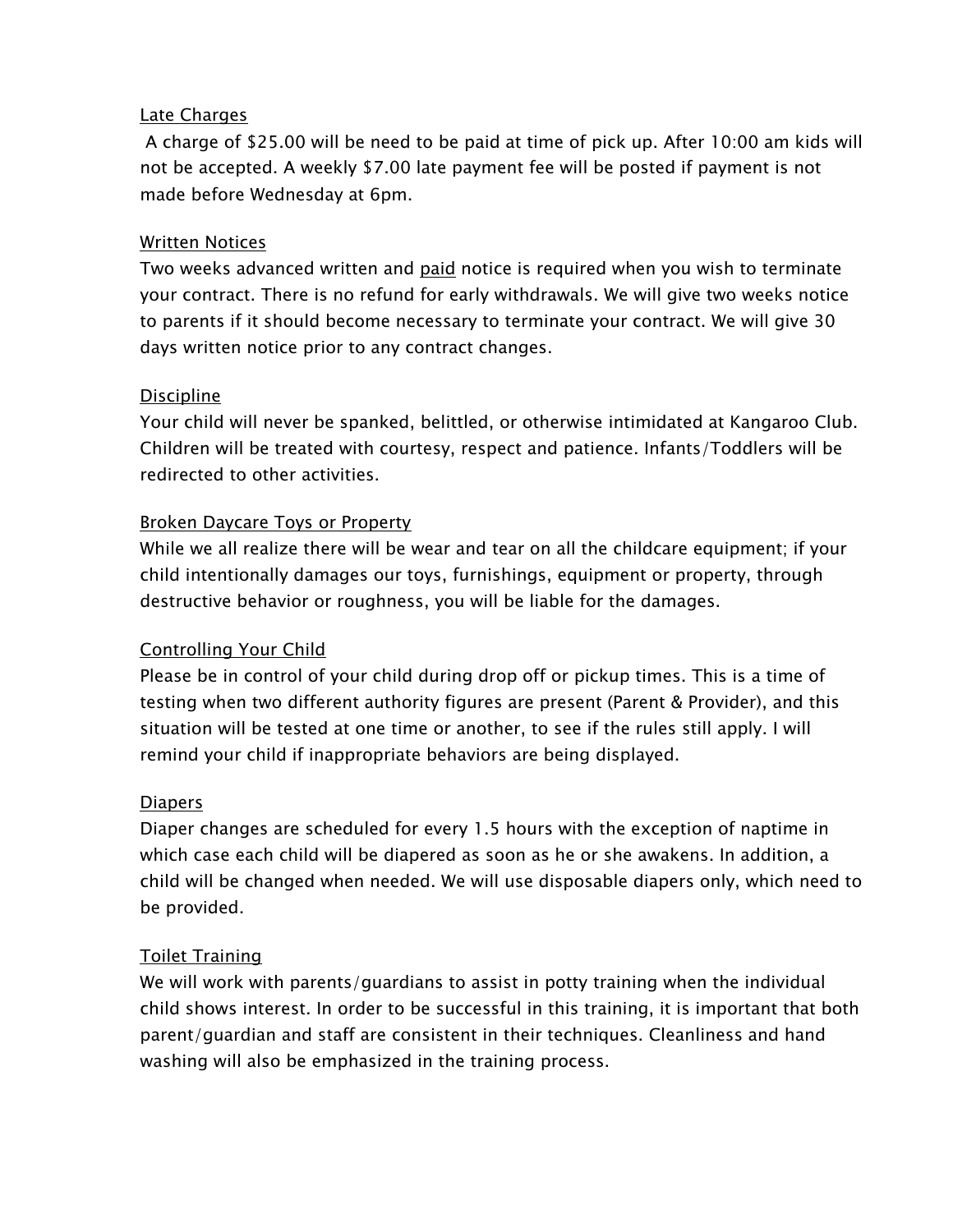Late Charges

A charge of $25.00 will be need to be paid at time of pick up. After 10:00 am kids will not be accepted. A weekly $7.00 late payment fee will be posted if payment is not made before Wednesday at 6pm.

Written Notices

Two weeks advanced written and paid notice is required when you wish to terminate your contract. There is no refund for early withdrawals. We will give two weeks notice to parents if it should become necessary to terminate your contract. We will give 30 days written notice prior to any contract changes.

Discipline

Your child will never be spanked, belittled, or otherwise intimidated at Kangaroo Club. Children will be treated with courtesy, respect and patience. Infants/Toddlers will be redirected to other activities.

Broken Daycare Toys or Property

While we all realize there will be wear and tear on all the childcare equipment; if your child intentionally damages our toys, furnishings, equipment or property, through destructive behavior or roughness, you will be liable for the damages.

Controlling Your Child

Please be in control of your child during drop off or pickup times. This is a time of testing when two different authority figures are present (Parent & Provider), and this situation will be tested at one time or another, to see if the rules still apply. I will remind your child if inappropriate behaviors are being displayed.

Diapers

Diaper changes are scheduled for every 1.5 hours with the exception of naptime in which case each child will be diapered as soon as he or she awakens. In addition, a child will be changed when needed. We will use disposable diapers only, which need to be provided.

Toilet Training

We will work with parents/guardians to assist in potty training when the individual child shows interest. In order to be successful in this training, it is important that both parent/guardian and staff are consistent in their techniques. Cleanliness and hand washing will also be emphasized in the training process.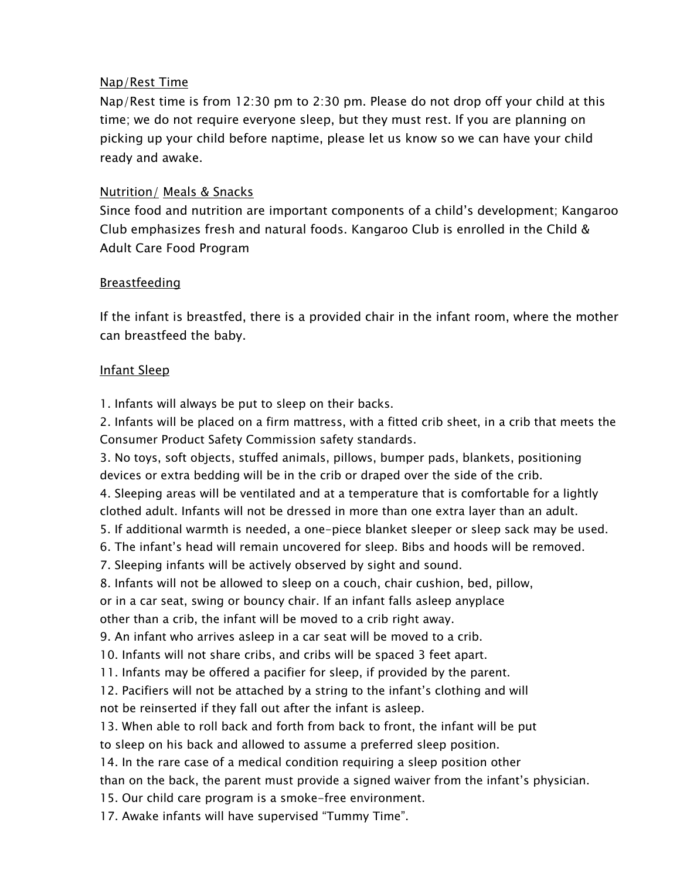## Nap/Rest Time

Nap/Rest time is from 12:30 pm to 2:30 pm. Please do not drop off your child at this time; we do not require everyone sleep, but they must rest. If you are planning on picking up your child before naptime, please let us know so we can have your child ready and awake.

## Nutrition/ Meals & Snacks

Since food and nutrition are important components of a child's development; Kangaroo Club emphasizes fresh and natural foods. Kangaroo Club is enrolled in the Child & Adult Care Food Program

## Breastfeeding

If the infant is breastfed, there is a provided chair in the infant room, where the mother can breastfeed the baby.

## Infant Sleep

1. Infants will always be put to sleep on their backs.
2. Infants will be placed on a firm mattress, with a fitted crib sheet, in a crib that meets the Consumer Product Safety Commission safety standards.
3. No toys, soft objects, stuffed animals, pillows, bumper pads, blankets, positioning devices or extra bedding will be in the crib or draped over the side of the crib.
4. Sleeping areas will be ventilated and at a temperature that is comfortable for a lightly clothed adult. Infants will not be dressed in more than one extra layer than an adult.
5. If additional warmth is needed, a one-piece blanket sleeper or sleep sack may be used.
6. The infant's head will remain uncovered for sleep. Bibs and hoods will be removed.
7. Sleeping infants will be actively observed by sight and sound.
8. Infants will not be allowed to sleep on a couch, chair cushion, bed, pillow, or in a car seat, swing or bouncy chair. If an infant falls asleep anyplace other than a crib, the infant will be moved to a crib right away.
9. An infant who arrives asleep in a car seat will be moved to a crib.
10. Infants will not share cribs, and cribs will be spaced 3 feet apart.
11. Infants may be offered a pacifier for sleep, if provided by the parent.
12. Pacifiers will not be attached by a string to the infant's clothing and will not be reinserted if they fall out after the infant is asleep.
13. When able to roll back and forth from back to front, the infant will be put to sleep on his back and allowed to assume a preferred sleep position.
14. In the rare case of a medical condition requiring a sleep position other than on the back, the parent must provide a signed waiver from the infant's physician.
15. Our child care program is a smoke-free environment.

17. Awake infants will have supervised "Tummy Time".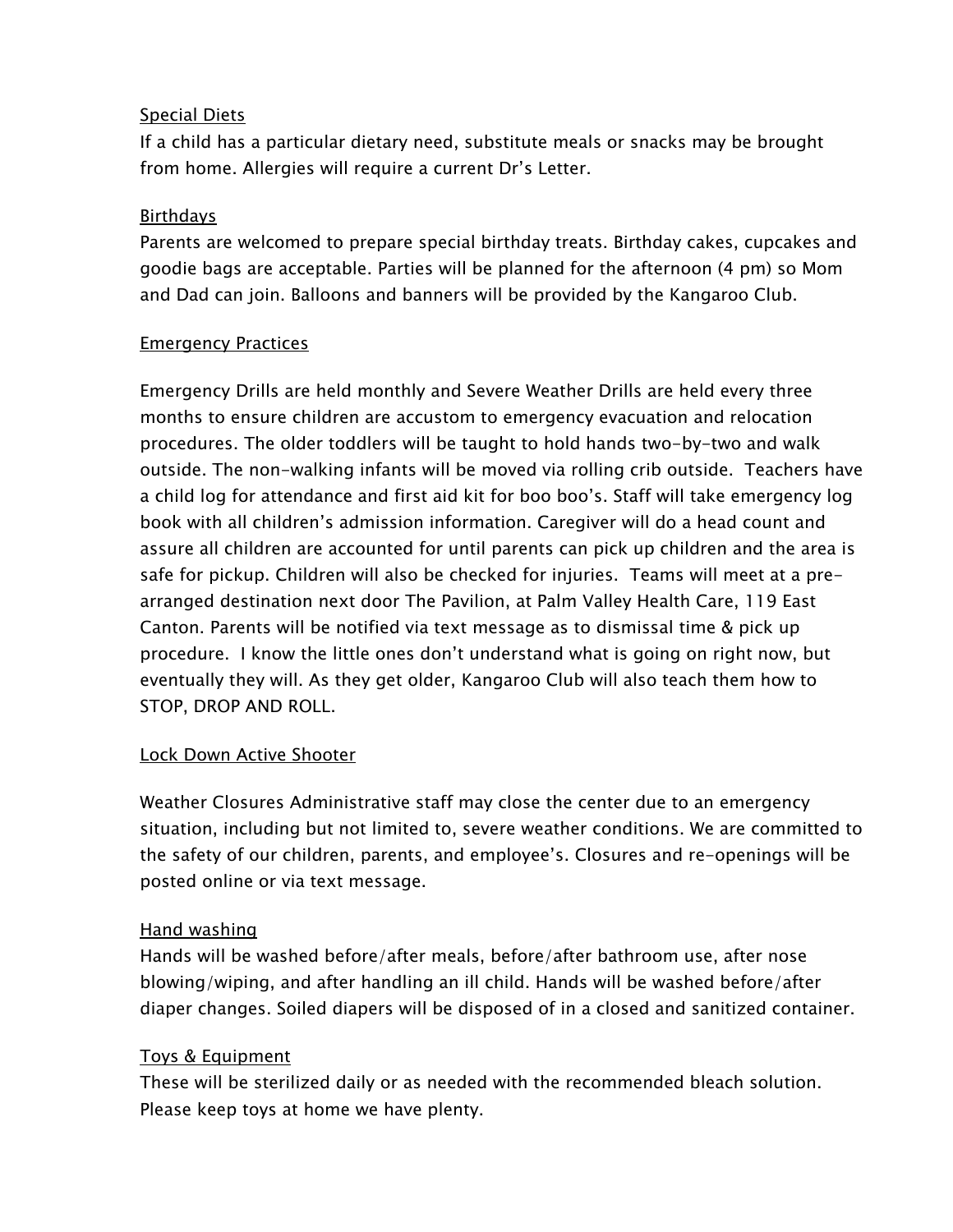### Special Diets

If a child has a particular dietary need, substitute meals or snacks may be brought from home. Allergies will require a current Dr's Letter.

### Birthdays

Parents are welcomed to prepare special birthday treats. Birthday cakes, cupcakes and goodie bags are acceptable. Parties will be planned for the afternoon (4 pm) so Mom and Dad can join. Balloons and banners will be provided by the Kangaroo Club.

### Emergency Practices

Emergency Drills are held monthly and Severe Weather Drills are held every three months to ensure children are accustom to emergency evacuation and relocation procedures. The older toddlers will be taught to hold hands two-by-two and walk outside. The non-walking infants will be moved via rolling crib outside. Teachers have a child log for attendance and first aid kit for boo boo's. Staff will take emergency log book with all children's admission information. Caregiver will do a head count and assure all children are accounted for until parents can pick up children and the area is safe for pickup. Children will also be checked for injuries. Teams will meet at a pre-arranged destination next door The Pavilion, at Palm Valley Health Care, 119 East Canton. Parents will be notified via text message as to dismissal time & pick up procedure. I know the little ones don't understand what is going on right now, but eventually they will. As they get older, Kangaroo Club will also teach them how to STOP, DROP AND ROLL.

### Lock Down Active Shooter

Weather Closures Administrative staff may close the center due to an emergency situation, including but not limited to, severe weather conditions. We are committed to the safety of our children, parents, and employee's. Closures and re-openings will be posted online or via text message.

### Hand washing

Hands will be washed before/after meals, before/after bathroom use, after nose blowing/wiping, and after handling an ill child. Hands will be washed before/after diaper changes. Soiled diapers will be disposed of in a closed and sanitized container.

### Toys & Equipment

These will be sterilized daily or as needed with the recommended bleach solution. Please keep toys at home we have plenty.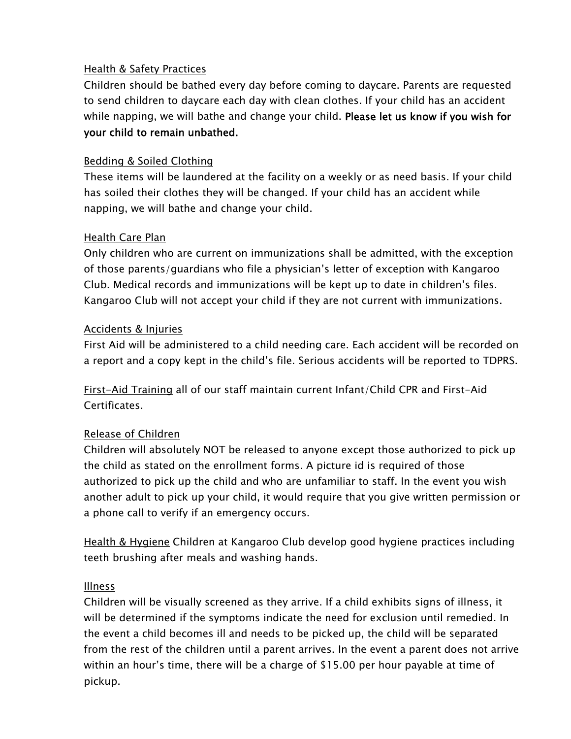## Health & Safety Practices

Children should be bathed every day before coming to daycare. Parents are requested to send children to daycare each day with clean clothes. If your child has an accident while napping, we will bathe and change your child. **Please let us know if you wish for your child to remain unbathed.**

## Bedding & Soiled Clothing

These items will be laundered at the facility on a weekly or as need basis. If your child has soiled their clothes they will be changed. If your child has an accident while napping, we will bathe and change your child.

## Health Care Plan

Only children who are current on immunizations shall be admitted, with the exception of those parents/guardians who file a physician's letter of exception with Kangaroo Club. Medical records and immunizations will be kept up to date in children's files. Kangaroo Club will not accept your child if they are not current with immunizations.

## Accidents & Injuries

First Aid will be administered to a child needing care. Each accident will be recorded on a report and a copy kept in the child's file. Serious accidents will be reported to TDPRS.

<u>First-Aid Training</u> all of our staff maintain current Infant/Child CPR and First-Aid Certificates.

## Release of Children

Children will absolutely NOT be released to anyone except those authorized to pick up the child as stated on the enrollment forms. A picture id is required of those authorized to pick up the child and who are unfamiliar to staff. In the event you wish another adult to pick up your child, it would require that you give written permission or a phone call to verify if an emergency occurs.

<u>Health & Hygiene</u> Children at Kangaroo Club develop good hygiene practices including teeth brushing after meals and washing hands.

## Illness

Children will be visually screened as they arrive. If a child exhibits signs of illness, it will be determined if the symptoms indicate the need for exclusion until remedied. In the event a child becomes ill and needs to be picked up, the child will be separated from the rest of the children until a parent arrives. In the event a parent does not arrive within an hour's time, there will be a charge of $15.00 per hour payable at time of pickup.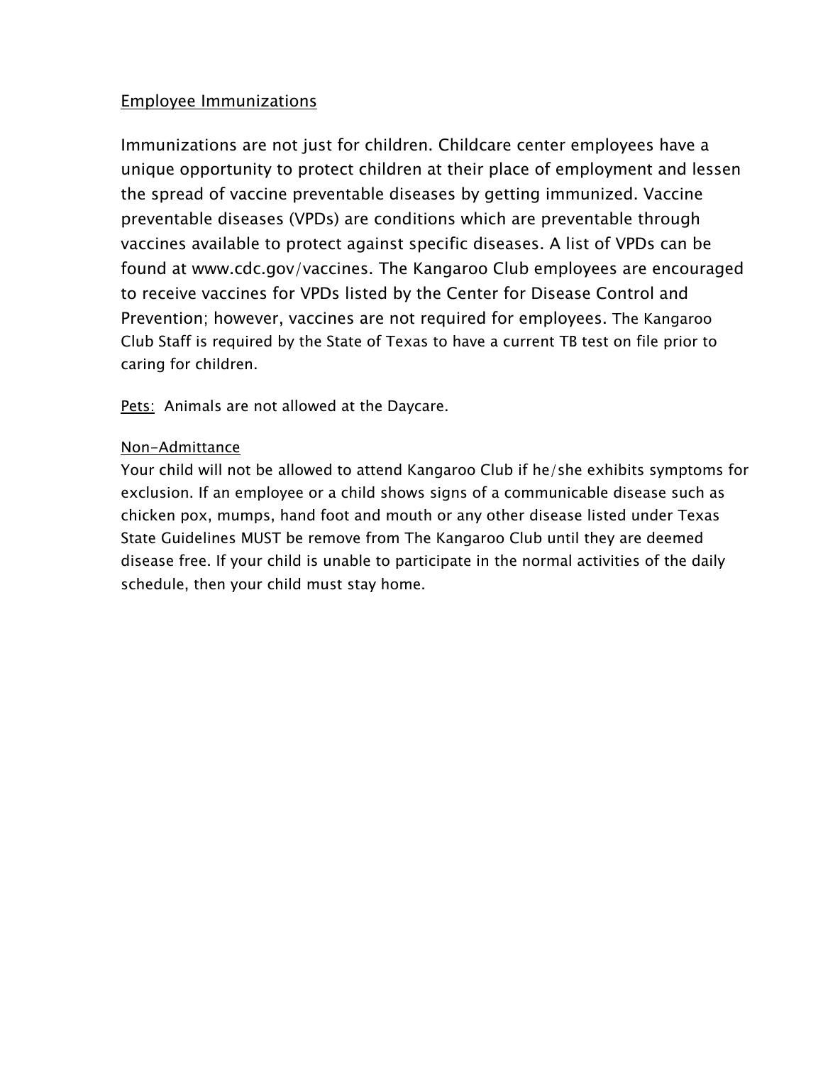Employee Immunizations

Immunizations are not just for children. Childcare center employees have a unique opportunity to protect children at their place of employment and lessen the spread of vaccine preventable diseases by getting immunized. Vaccine preventable diseases (VPDs) are conditions which are preventable through vaccines available to protect against specific diseases. A list of VPDs can be found at www.cdc.gov/vaccines. The Kangaroo Club employees are encouraged to receive vaccines for VPDs listed by the Center for Disease Control and Prevention; however, vaccines are not required for employees. The Kangaroo Club Staff is required by the State of Texas to have a current TB test on file prior to caring for children.

Pets: Animals are not allowed at the Daycare.

Non-Admittance

Your child will not be allowed to attend Kangaroo Club if he/she exhibits symptoms for exclusion. If an employee or a child shows signs of a communicable disease such as chicken pox, mumps, hand foot and mouth or any other disease listed under Texas State Guidelines MUST be remove from The Kangaroo Club until they are deemed disease free. If your child is unable to participate in the normal activities of the daily schedule, then your child must stay home.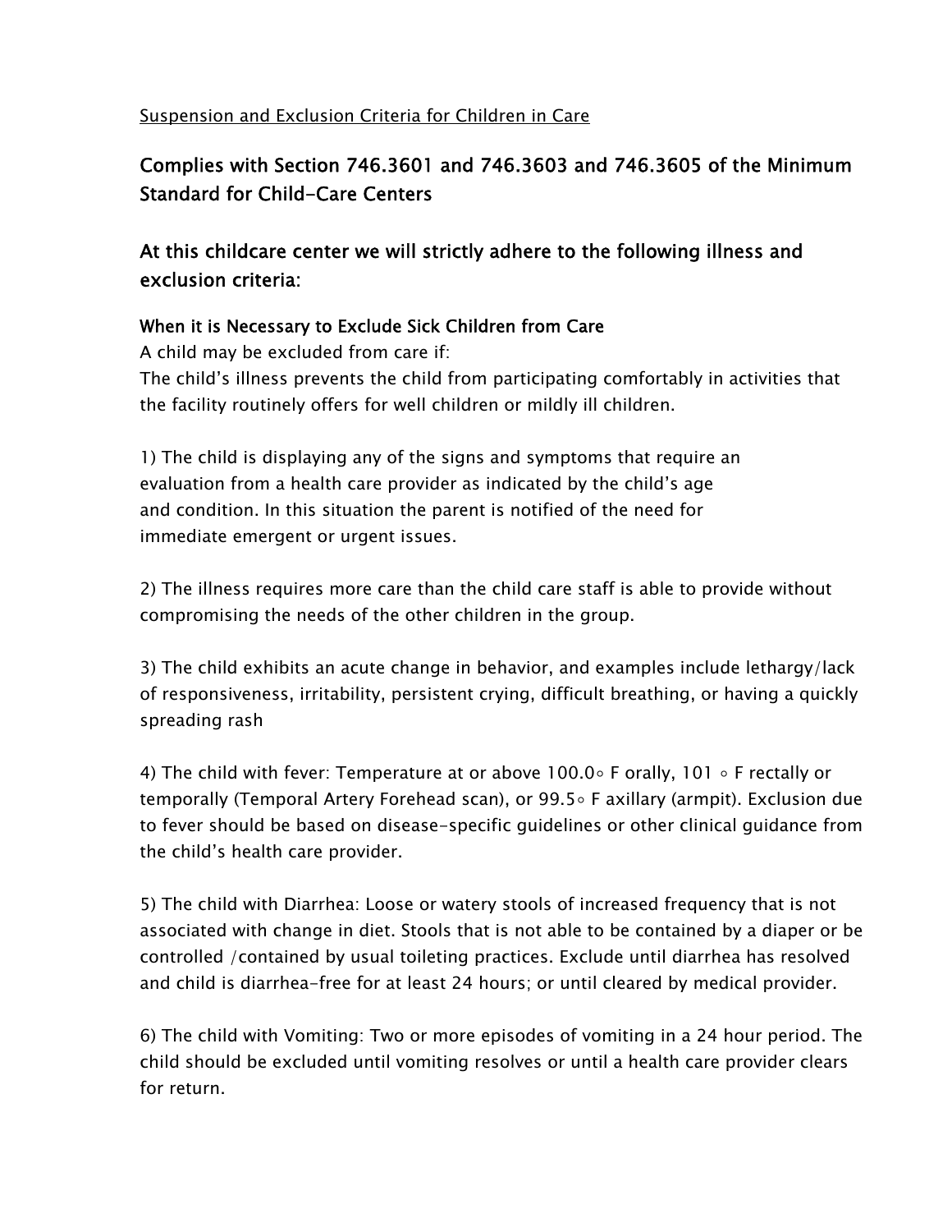Suspension and Exclusion Criteria for Children in Care

## Complies with Section 746.3601 and 746.3603 and 746.3605 of the Minimum Standard for Child-Care Centers

## At this childcare center we will strictly adhere to the following illness and exclusion criteria:

### When it is Necessary to Exclude Sick Children from Care

A child may be excluded from care if:
The child's illness prevents the child from participating comfortably in activities that the facility routinely offers for well children or mildly ill children.

1) The child is displaying any of the signs and symptoms that require an evaluation from a health care provider as indicated by the child's age and condition. In this situation the parent is notified of the need for immediate emergent or urgent issues.

2) The illness requires more care than the child care staff is able to provide without compromising the needs of the other children in the group.

3) The child exhibits an acute change in behavior, and examples include lethargy/lack of responsiveness, irritability, persistent crying, difficult breathing, or having a quickly spreading rash

4) The child with fever: Temperature at or above 100.0◦ F orally, 101 ◦ F rectally or temporally (Temporal Artery Forehead scan), or 99.5◦ F axillary (armpit). Exclusion due to fever should be based on disease-specific guidelines or other clinical guidance from the child's health care provider.

5) The child with Diarrhea: Loose or watery stools of increased frequency that is not associated with change in diet. Stools that is not able to be contained by a diaper or be controlled /contained by usual toileting practices. Exclude until diarrhea has resolved and child is diarrhea-free for at least 24 hours; or until cleared by medical provider.

6) The child with Vomiting: Two or more episodes of vomiting in a 24 hour period. The child should be excluded until vomiting resolves or until a health care provider clears for return.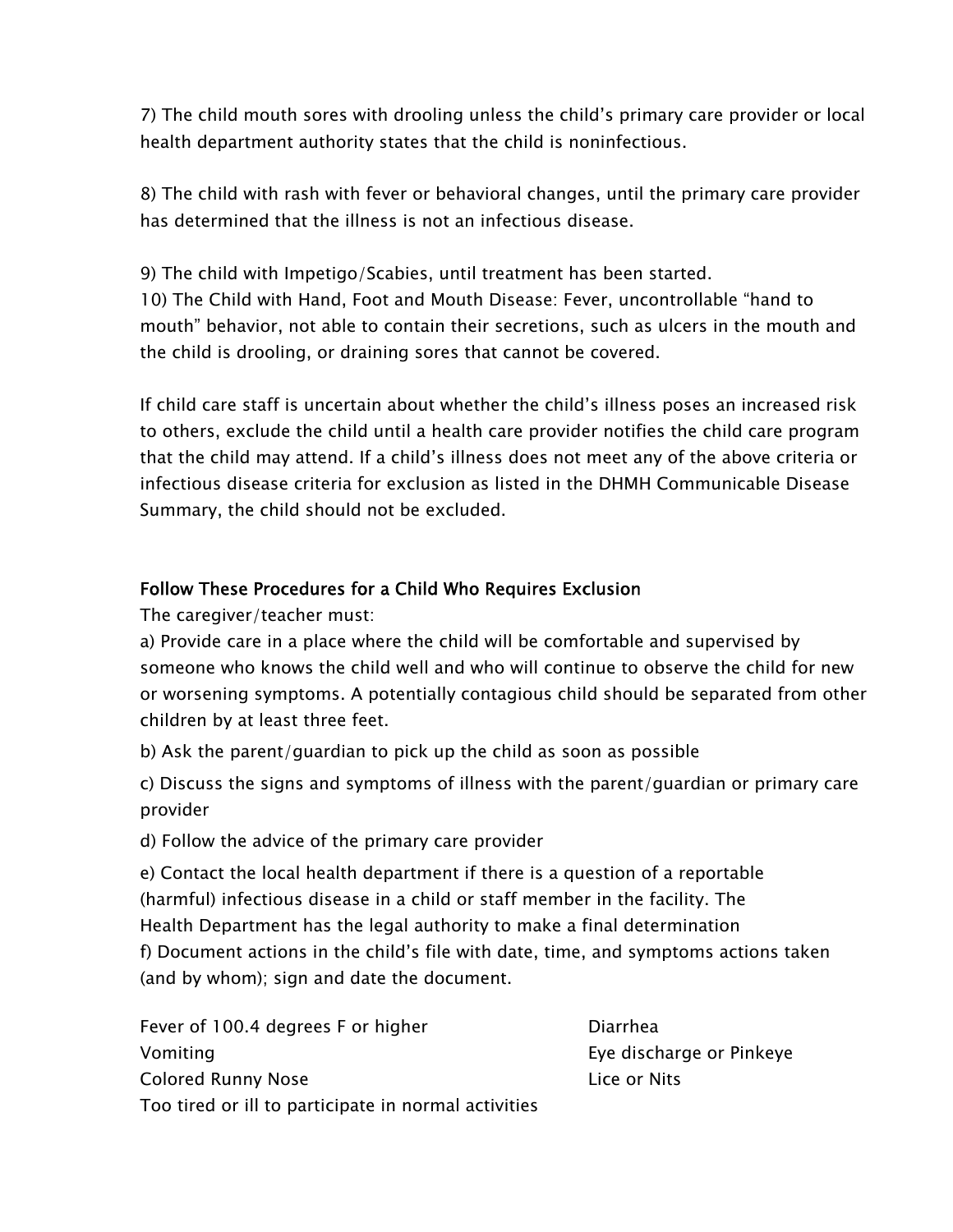7) The child mouth sores with drooling unless the child's primary care provider or local health department authority states that the child is noninfectious.

8) The child with rash with fever or behavioral changes, until the primary care provider has determined that the illness is not an infectious disease.

9) The child with Impetigo/Scabies, until treatment has been started.
10) The Child with Hand, Foot and Mouth Disease: Fever, uncontrollable "hand to mouth" behavior, not able to contain their secretions, such as ulcers in the mouth and the child is drooling, or draining sores that cannot be covered.

If child care staff is uncertain about whether the child's illness poses an increased risk to others, exclude the child until a health care provider notifies the child care program that the child may attend. If a child's illness does not meet any of the above criteria or infectious disease criteria for exclusion as listed in the DHMH Communicable Disease Summary, the child should not be excluded.

## Follow These Procedures for a Child Who Requires Exclusion

The caregiver/teacher must:

a) Provide care in a place where the child will be comfortable and supervised by someone who knows the child well and who will continue to observe the child for new or worsening symptoms. A potentially contagious child should be separated from other children by at least three feet.

b) Ask the parent/guardian to pick up the child as soon as possible

c) Discuss the signs and symptoms of illness with the parent/guardian or primary care provider

d) Follow the advice of the primary care provider

e) Contact the local health department if there is a question of a reportable (harmful) infectious disease in a child or staff member in the facility. The Health Department has the legal authority to make a final determination
f) Document actions in the child's file with date, time, and symptoms actions taken (and by whom); sign and date the document.

Fever of 100.4 degrees F or higher
Vomiting
Colored Runny Nose
Too tired or ill to participate in normal activities
Diarrhea
Eye discharge or Pinkeye
Lice or Nits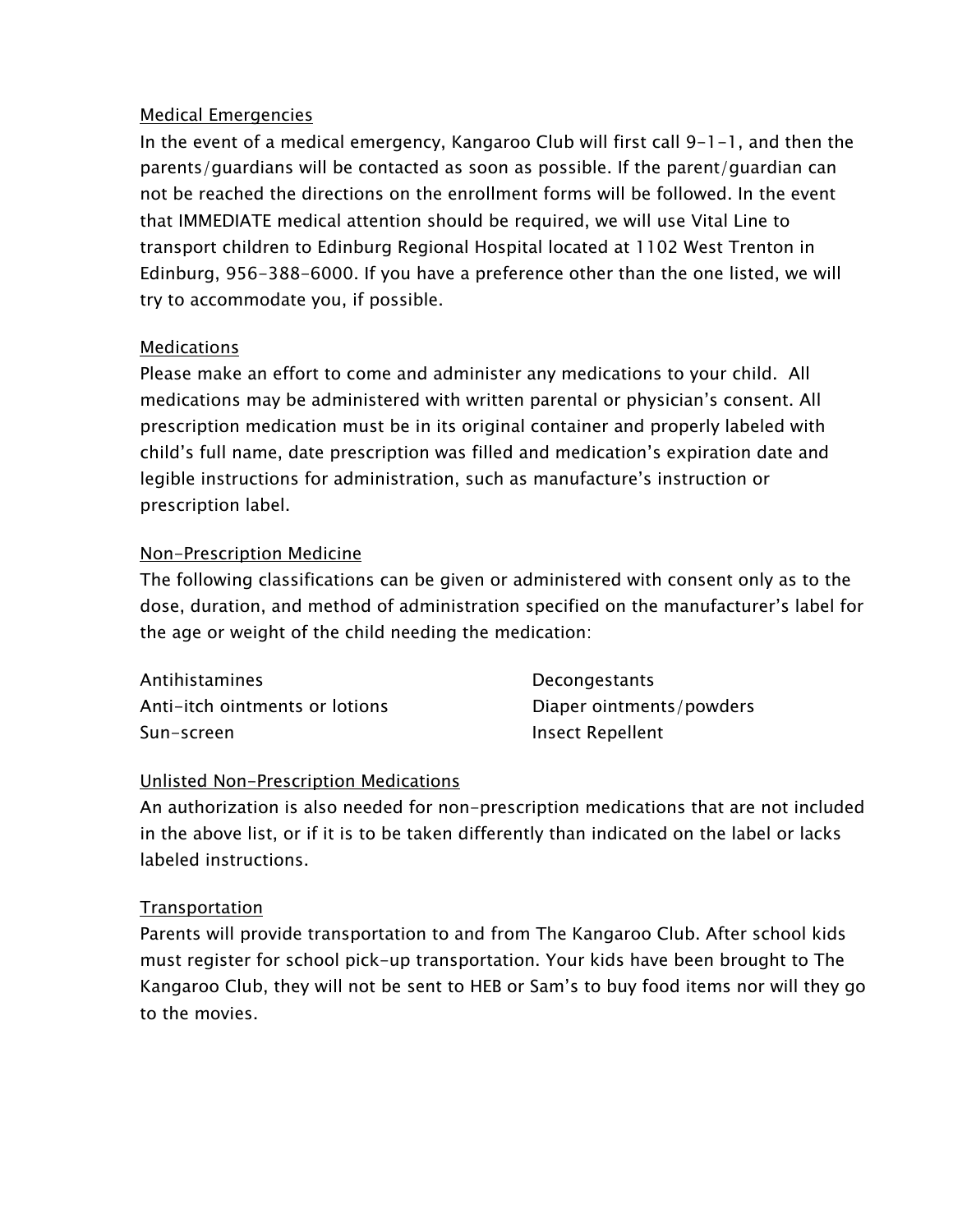## Medical Emergencies

In the event of a medical emergency, Kangaroo Club will first call 9-1-1, and then the parents/guardians will be contacted as soon as possible. If the parent/guardian can not be reached the directions on the enrollment forms will be followed. In the event that IMMEDIATE medical attention should be required, we will use Vital Line to transport children to Edinburg Regional Hospital located at 1102 West Trenton in Edinburg, 956-388-6000. If you have a preference other than the one listed, we will try to accommodate you, if possible.

## Medications

Please make an effort to come and administer any medications to your child. All medications may be administered with written parental or physician's consent. All prescription medication must be in its original container and properly labeled with child's full name, date prescription was filled and medication's expiration date and legible instructions for administration, such as manufacture's instruction or prescription label.

## Non-Prescription Medicine

The following classifications can be given or administered with consent only as to the dose, duration, and method of administration specified on the manufacturer's label for the age or weight of the child needing the medication:

- Antihistamines
- Decongestants
- Anti-itch ointments or lotions
- Diaper ointments/powders
- Sun-screen
- Insect Repellent

## Unlisted Non-Prescription Medications

An authorization is also needed for non-prescription medications that are not included in the above list, or if it is to be taken differently than indicated on the label or lacks labeled instructions.

## Transportation

Parents will provide transportation to and from The Kangaroo Club. After school kids must register for school pick-up transportation. Your kids have been brought to The Kangaroo Club, they will not be sent to HEB or Sam's to buy food items nor will they go to the movies.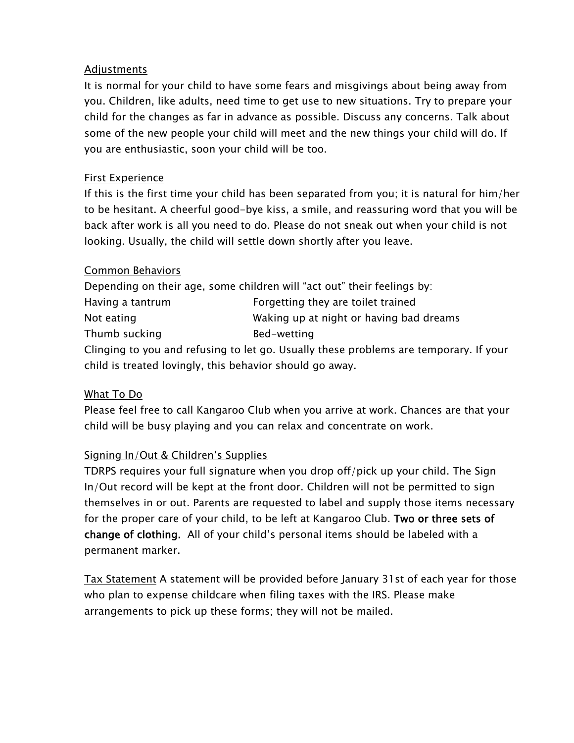## Adjustments

It is normal for your child to have some fears and misgivings about being away from you. Children, like adults, need time to get use to new situations. Try to prepare your child for the changes as far in advance as possible. Discuss any concerns. Talk about some of the new people your child will meet and the new things your child will do. If you are enthusiastic, soon your child will be too.

## First Experience

If this is the first time your child has been separated from you; it is natural for him/her to be hesitant. A cheerful good-bye kiss, a smile, and reassuring word that you will be back after work is all you need to do. Please do not sneak out when your child is not looking. Usually, the child will settle down shortly after you leave.

## Common Behaviors

Depending on their age, some children will "act out" their feelings by:

| | |
|---|---|
| Having a tantrum | Forgetting they are toilet trained |
| Not eating | Waking up at night or having bad dreams |
| Thumb sucking | Bed-wetting |

Clinging to you and refusing to let go. Usually these problems are temporary. If your child is treated lovingly, this behavior should go away.

## What To Do

Please feel free to call Kangaroo Club when you arrive at work. Chances are that your child will be busy playing and you can relax and concentrate on work.

## Signing In/Out & Children's Supplies

TDRPS requires your full signature when you drop off/pick up your child. The Sign In/Out record will be kept at the front door. Children will not be permitted to sign themselves in or out. Parents are requested to label and supply those items necessary for the proper care of your child, to be left at Kangaroo Club. **Two or three sets of change of clothing.** All of your child's personal items should be labeled with a permanent marker.

Tax Statement A statement will be provided before January 31st of each year for those who plan to expense childcare when filing taxes with the IRS. Please make arrangements to pick up these forms; they will not be mailed.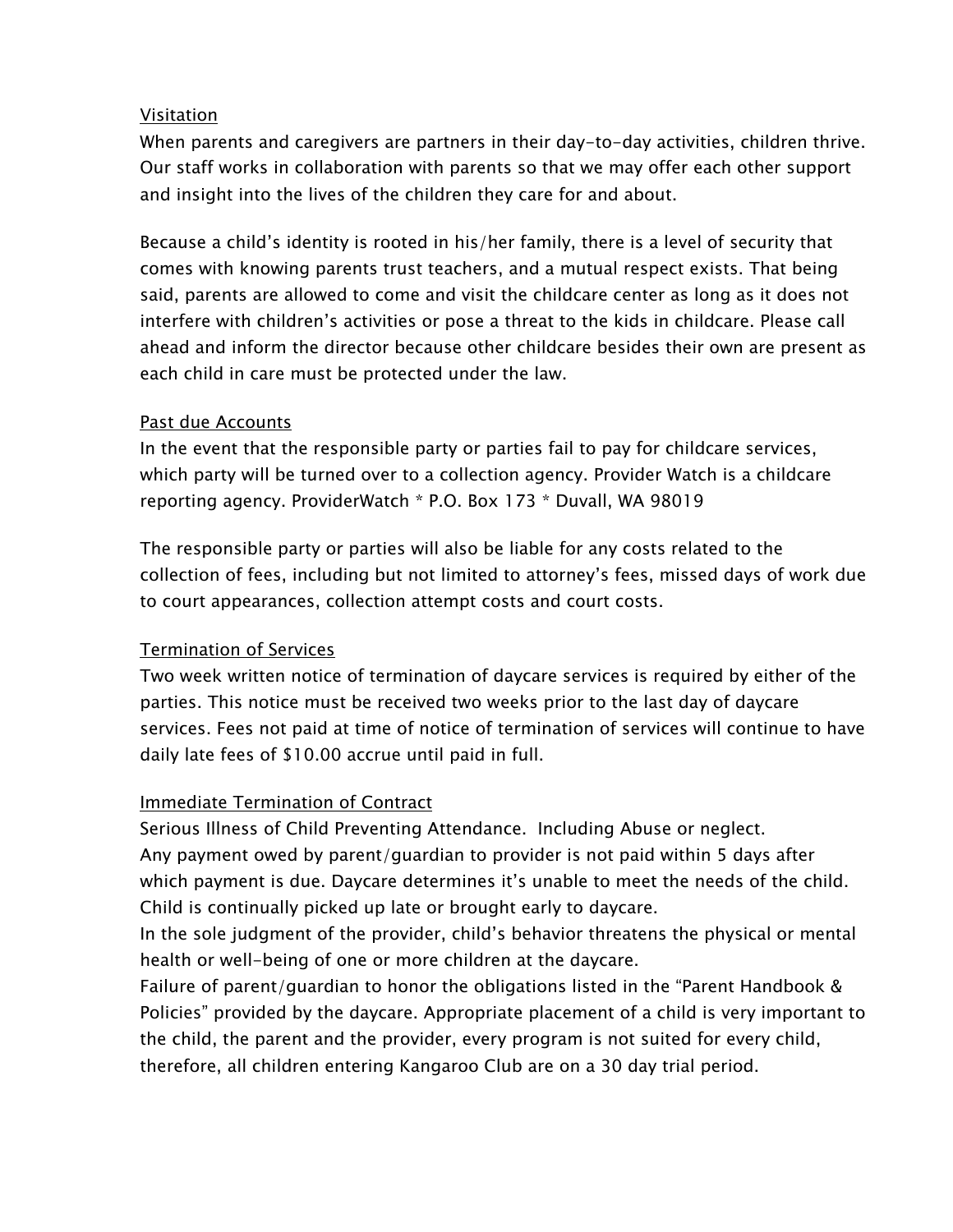<u>Visitation</u>

When parents and caregivers are partners in their day-to-day activities, children thrive. Our staff works in collaboration with parents so that we may offer each other support and insight into the lives of the children they care for and about.

Because a child's identity is rooted in his/her family, there is a level of security that comes with knowing parents trust teachers, and a mutual respect exists. That being said, parents are allowed to come and visit the childcare center as long as it does not interfere with children's activities or pose a threat to the kids in childcare. Please call ahead and inform the director because other childcare besides their own are present as each child in care must be protected under the law.

<u>Past due Accounts</u>

In the event that the responsible party or parties fail to pay for childcare services, which party will be turned over to a collection agency. Provider Watch is a childcare reporting agency. ProviderWatch * P.O. Box 173 * Duvall, WA 98019

The responsible party or parties will also be liable for any costs related to the collection of fees, including but not limited to attorney's fees, missed days of work due to court appearances, collection attempt costs and court costs.

<u>Termination of Services</u>

Two week written notice of termination of daycare services is required by either of the parties. This notice must be received two weeks prior to the last day of daycare services. Fees not paid at time of notice of termination of services will continue to have daily late fees of $10.00 accrue until paid in full.

<u>Immediate Termination of Contract</u>

Serious Illness of Child Preventing Attendance.  Including Abuse or neglect.
Any payment owed by parent/guardian to provider is not paid within 5 days after which payment is due. Daycare determines it's unable to meet the needs of the child.
Child is continually picked up late or brought early to daycare.
In the sole judgment of the provider, child's behavior threatens the physical or mental health or well-being of one or more children at the daycare.
Failure of parent/guardian to honor the obligations listed in the "Parent Handbook & Policies" provided by the daycare. Appropriate placement of a child is very important to the child, the parent and the provider, every program is not suited for every child, therefore, all children entering Kangaroo Club are on a 30 day trial period.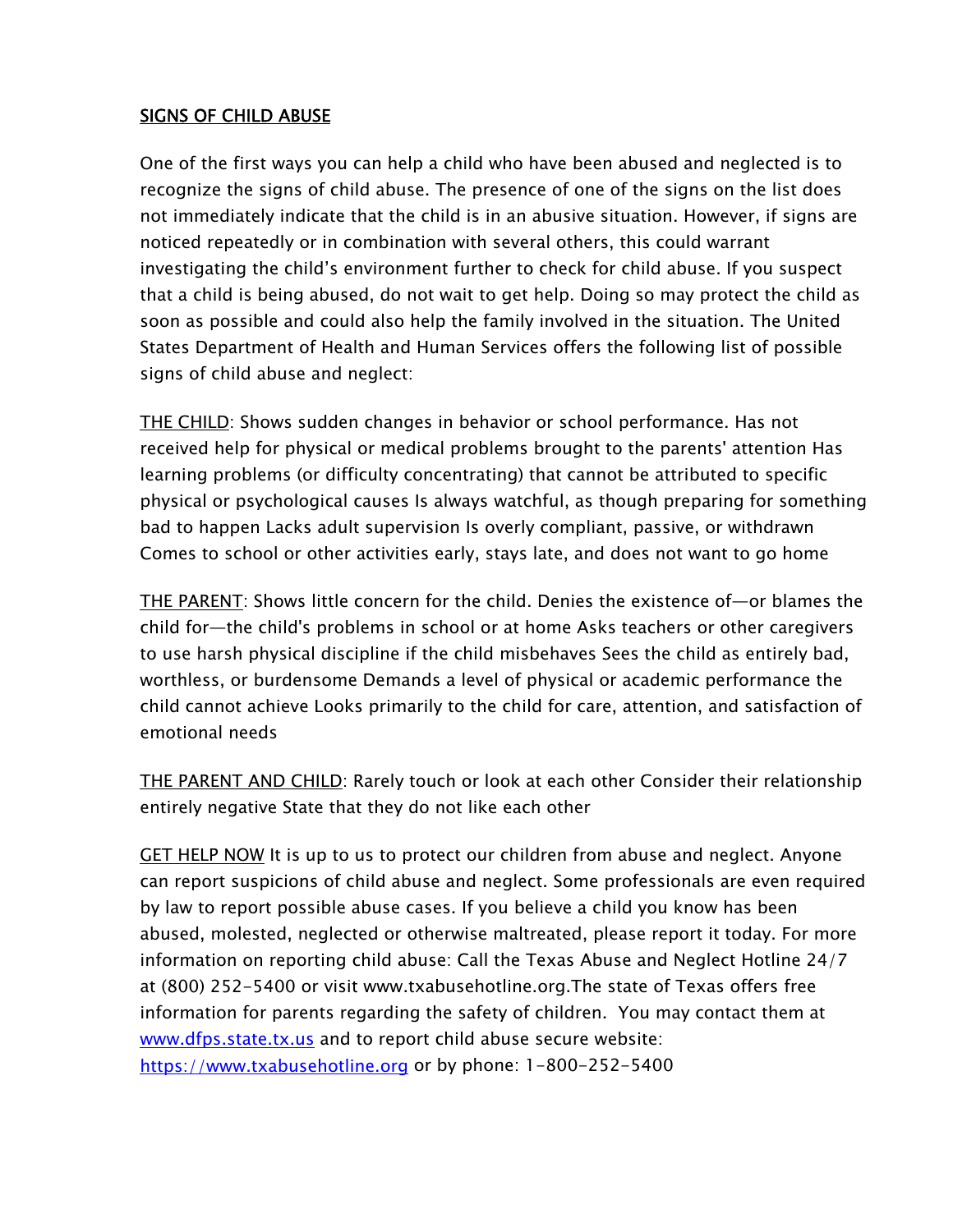<u>SIGNS OF CHILD ABUSE</u>

One of the first ways you can help a child who have been abused and neglected is to recognize the signs of child abuse. The presence of one of the signs on the list does not immediately indicate that the child is in an abusive situation. However, if signs are noticed repeatedly or in combination with several others, this could warrant investigating the child's environment further to check for child abuse. If you suspect that a child is being abused, do not wait to get help. Doing so may protect the child as soon as possible and could also help the family involved in the situation. The United States Department of Health and Human Services offers the following list of possible signs of child abuse and neglect:

<u>THE CHILD</u>: Shows sudden changes in behavior or school performance. Has not received help for physical or medical problems brought to the parents' attention Has learning problems (or difficulty concentrating) that cannot be attributed to specific physical or psychological causes Is always watchful, as though preparing for something bad to happen Lacks adult supervision Is overly compliant, passive, or withdrawn Comes to school or other activities early, stays late, and does not want to go home

<u>THE PARENT</u>: Shows little concern for the child. Denies the existence of—or blames the child for—the child's problems in school or at home Asks teachers or other caregivers to use harsh physical discipline if the child misbehaves Sees the child as entirely bad, worthless, or burdensome Demands a level of physical or academic performance the child cannot achieve Looks primarily to the child for care, attention, and satisfaction of emotional needs

<u>THE PARENT AND CHILD</u>: Rarely touch or look at each other Consider their relationship entirely negative State that they do not like each other

<u>GET HELP NOW</u> It is up to us to protect our children from abuse and neglect. Anyone can report suspicions of child abuse and neglect. Some professionals are even required by law to report possible abuse cases. If you believe a child you know has been abused, molested, neglected or otherwise maltreated, please report it today. For more information on reporting child abuse: Call the Texas Abuse and Neglect Hotline 24/7 at (800) 252-5400 or visit www.txabusehotline.org.The state of Texas offers free information for parents regarding the safety of children. You may contact them at [www.dfps.state.tx.us](http://www.dfps.state.tx.us) and to report child abuse secure website: [https://www.txabusehotline.org](https://www.txabusehotline.org) or by phone: 1-800-252-5400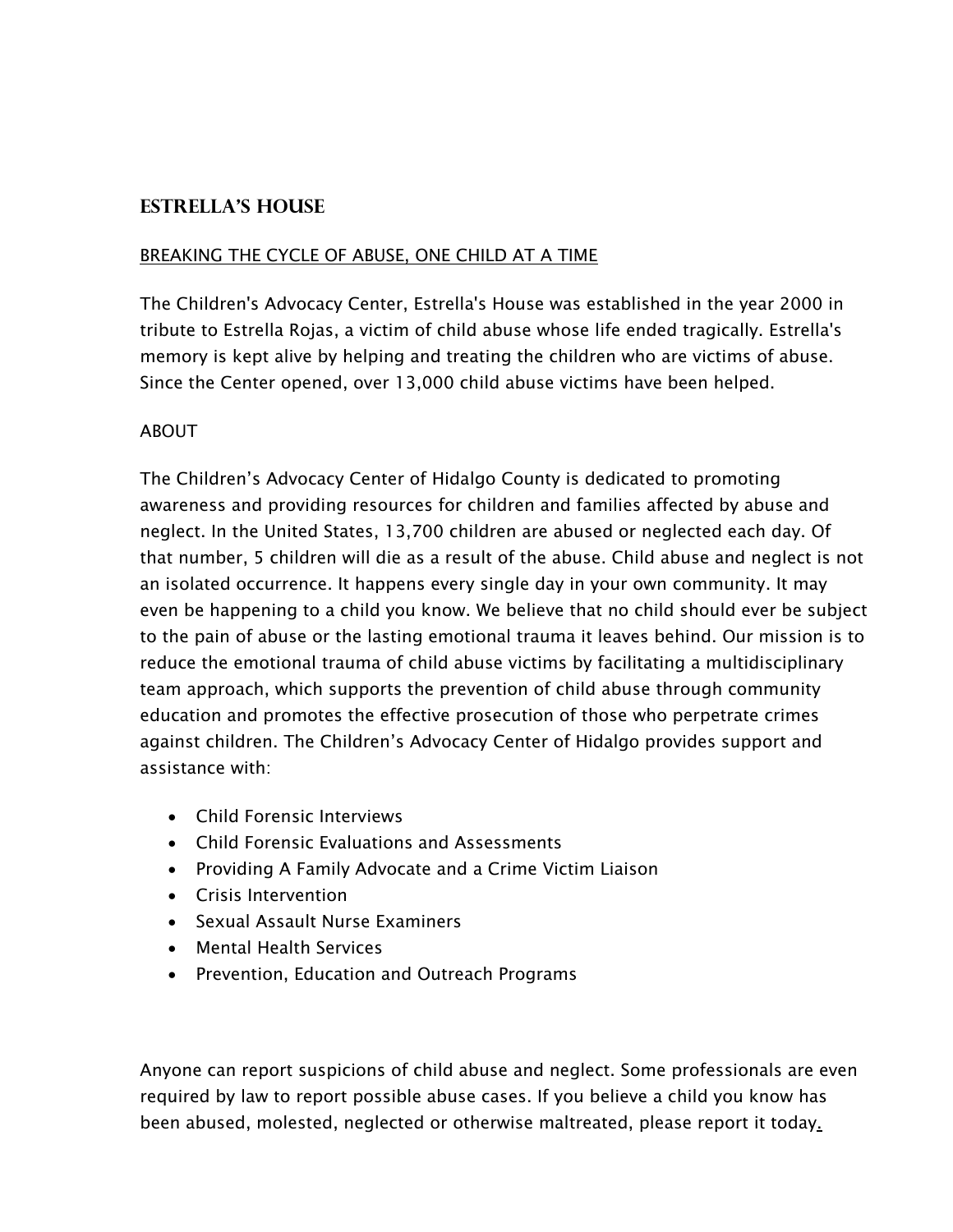## ESTRELLA'S HOUSE

BREAKING THE CYCLE OF ABUSE, ONE CHILD AT A TIME

The Children's Advocacy Center, Estrella's House was established in the year 2000 in tribute to Estrella Rojas, a victim of child abuse whose life ended tragically. Estrella's memory is kept alive by helping and treating the children who are victims of abuse. Since the Center opened, over 13,000 child abuse victims have been helped.

ABOUT

The Children's Advocacy Center of Hidalgo County is dedicated to promoting awareness and providing resources for children and families affected by abuse and neglect. In the United States, 13,700 children are abused or neglected each day. Of that number, 5 children will die as a result of the abuse. Child abuse and neglect is not an isolated occurrence. It happens every single day in your own community. It may even be happening to a child you know. We believe that no child should ever be subject to the pain of abuse or the lasting emotional trauma it leaves behind. Our mission is to reduce the emotional trauma of child abuse victims by facilitating a multidisciplinary team approach, which supports the prevention of child abuse through community education and promotes the effective prosecution of those who perpetrate crimes against children. The Children's Advocacy Center of Hidalgo provides support and assistance with:

- Child Forensic Interviews
- Child Forensic Evaluations and Assessments
- Providing A Family Advocate and a Crime Victim Liaison
- Crisis Intervention
- Sexual Assault Nurse Examiners
- Mental Health Services
- Prevention, Education and Outreach Programs

Anyone can report suspicions of child abuse and neglect. Some professionals are even required by law to report possible abuse cases. If you believe a child you know has been abused, molested, neglected or otherwise maltreated, please report it today.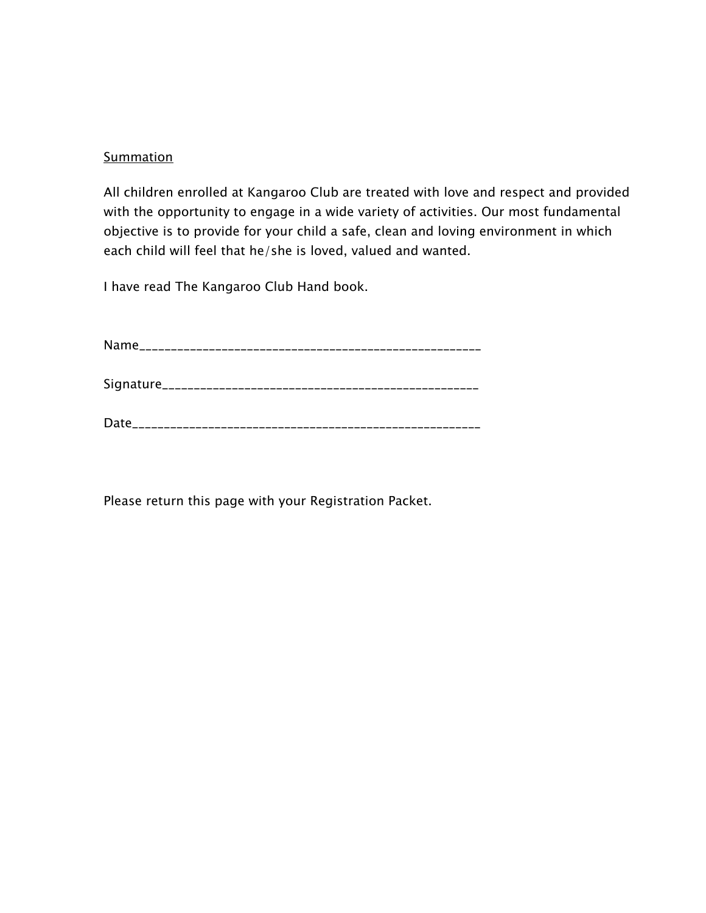<u>Summation</u>

All children enrolled at Kangaroo Club are treated with love and respect and provided with the opportunity to engage in a wide variety of activities. Our most fundamental objective is to provide for your child a safe, clean and loving environment in which each child will feel that he/she is loved, valued and wanted.

I have read The Kangaroo Club Hand book.

Name_____________________________________________________

Signature_________________________________________________

Date______________________________________________________

Please return this page with your Registration Packet.